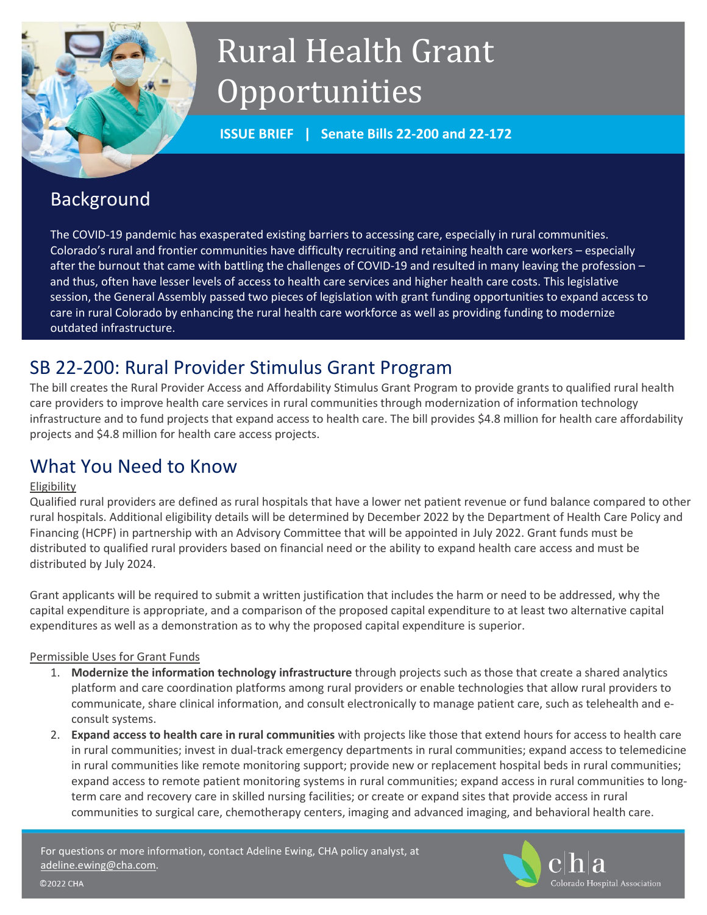# Rural Health Grant Opportunities

**ISSUE BRIEF | Senate Bills 22-200 and 22-172**

## Background

The COVID-19 pandemic has exasperated existing barriers to accessing care, especially in rural communities. Colorado's rural and frontier communities have difficulty recruiting and retaining health care workers – especially after the burnout that came with battling the challenges of COVID-19 and resulted in many leaving the profession – and thus, often have lesser levels of access to health care services and higher health care costs. This legislative session, the General Assembly passed two pieces of legislation with grant funding opportunities to expand access to care in rural Colorado by enhancing the rural health care workforce as well as providing funding to modernize outdated infrastructure.

## SB 22-200: Rural Provider Stimulus Grant Program

The bill creates the Rural Provider Access and Affordability Stimulus Grant Program to provide grants to qualified rural health care providers to improve health care services in rural communities through modernization of information technology infrastructure and to fund projects that expand access to health care. The bill provides $4.8 million for health care affordability projects and $4.8 million for health care access projects.

## What You Need to Know

Eligibility

Qualified rural providers are defined as rural hospitals that have a lower net patient revenue or fund balance compared to other rural hospitals. Additional eligibility details will be determined by December 2022 by the Department of Health Care Policy and Financing (HCPF) in partnership with an Advisory Committee that will be appointed in July 2022. Grant funds must be distributed to qualified rural providers based on financial need or the ability to expand health care access and must be distributed by July 2024.

Grant applicants will be required to submit a written justification that includes the harm or need to be addressed, why the capital expenditure is appropriate, and a comparison of the proposed capital expenditure to at least two alternative capital expenditures as well as a demonstration as to why the proposed capital expenditure is superior.

Permissible Uses for Grant Funds

1. **Modernize the information technology infrastructure** through projects such as those that create a shared analytics platform and care coordination platforms among rural providers or enable technologies that allow rural providers to communicate, share clinical information, and consult electronically to manage patient care, such as telehealth and e-consult systems.
2. **Expand access to health care in rural communities** with projects like those that extend hours for access to health care in rural communities; invest in dual-track emergency departments in rural communities; expand access to telemedicine in rural communities like remote monitoring support; provide new or replacement hospital beds in rural communities; expand access to remote patient monitoring systems in rural communities; expand access in rural communities to long-term care and recovery care in skilled nursing facilities; or create or expand sites that provide access in rural communities to surgical care, chemotherapy centers, imaging and advanced imaging, and behavioral health care.

For questions or more information, contact Adeline Ewing, CHA policy analyst, at adeline.ewing@cha.com.

©2022 CHA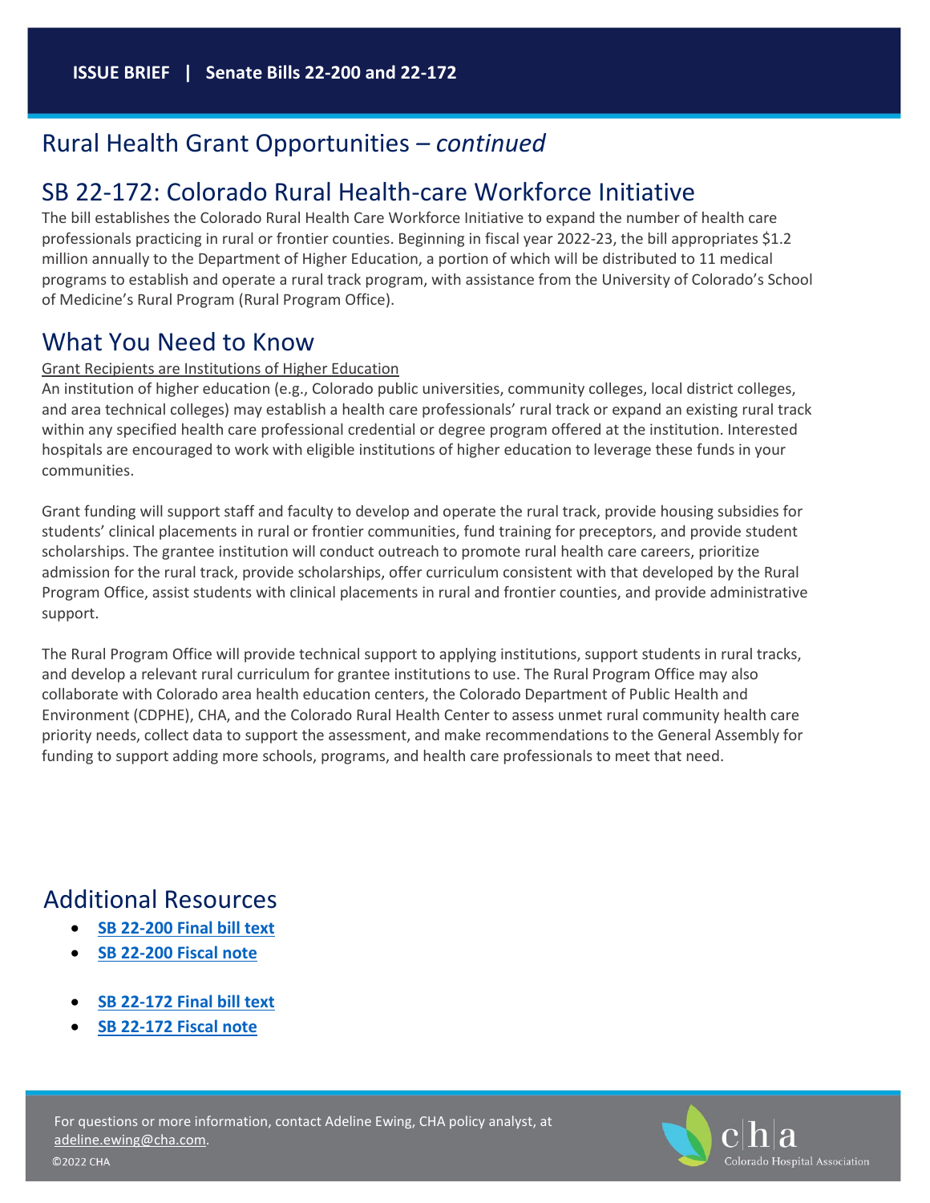## Rural Health Grant Opportunities – *continued*

## SB 22-172: Colorado Rural Health-care Workforce Initiative

The bill establishes the Colorado Rural Health Care Workforce Initiative to expand the number of health care professionals practicing in rural or frontier counties. Beginning in fiscal year 2022-23, the bill appropriates $1.2 million annually to the Department of Higher Education, a portion of which will be distributed to 11 medical programs to establish and operate a rural track program, with assistance from the University of Colorado's School of Medicine's Rural Program (Rural Program Office).

## What You Need to Know

Grant Recipients are Institutions of Higher Education

An institution of higher education (e.g., Colorado public universities, community colleges, local district colleges, and area technical colleges) may establish a health care professionals' rural track or expand an existing rural track within any specified health care professional credential or degree program offered at the institution. Interested hospitals are encouraged to work with eligible institutions of higher education to leverage these funds in your communities.

Grant funding will support staff and faculty to develop and operate the rural track, provide housing subsidies for students' clinical placements in rural or frontier communities, fund training for preceptors, and provide student scholarships. The grantee institution will conduct outreach to promote rural health care careers, prioritize admission for the rural track, provide scholarships, offer curriculum consistent with that developed by the Rural Program Office, assist students with clinical placements in rural and frontier counties, and provide administrative support.

The Rural Program Office will provide technical support to applying institutions, support students in rural tracks, and develop a relevant rural curriculum for grantee institutions to use. The Rural Program Office may also collaborate with Colorado area health education centers, the Colorado Department of Public Health and Environment (CDPHE), CHA, and the Colorado Rural Health Center to assess unmet rural community health care priority needs, collect data to support the assessment, and make recommendations to the General Assembly for funding to support adding more schools, programs, and health care professionals to meet that need.

## Additional Resources

- **SB 22-200 Final bill text**
- **SB 22-200 Fiscal note**

- **SB 22-172 Final bill text**
- **SB 22-172 Fiscal note**

For questions or more information, contact Adeline Ewing, CHA policy analyst, at adeline.ewing@cha.com.

©2022 CHA